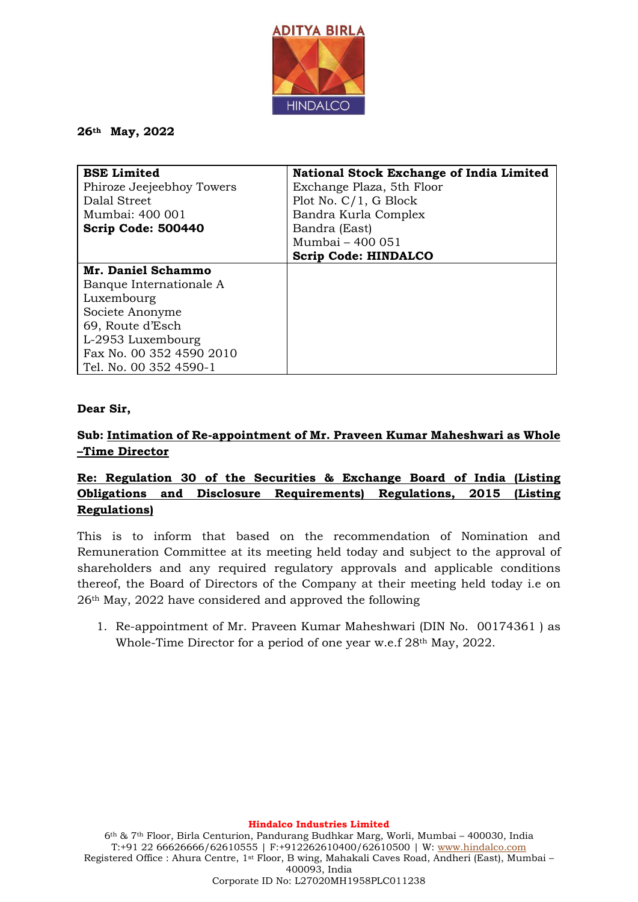ADITYA BIRLA

HINDALCO

**26th May, 2022**

| | |
|---|---|
| **BSE Limited**<br>Phiroze Jeejeebhoy Towers<br>Dalal Street<br>Mumbai: 400 001<br>**Scrip Code: 500440** | **National Stock Exchange of India Limited**<br>Exchange Plaza, 5th Floor<br>Plot No. C/1, G Block<br>Bandra Kurla Complex<br>Bandra (East)<br>Mumbai – 400 051<br>**Scrip Code: HINDALCO** |
| **Mr. Daniel Schammo**<br>Banque Internationale A Luxembourg<br>Societe Anonyme<br>69, Route d'Esch<br>L-2953 Luxembourg<br>Fax No. 00 352 4590 2010<br>Tel. No. 00 352 4590-1 | |

**Dear Sir,**

**Sub: Intimation of Re-appointment of Mr. Praveen Kumar Maheshwari as Whole –Time Director**

**Re: Regulation 30 of the Securities & Exchange Board of India (Listing Obligations and Disclosure Requirements) Regulations, 2015 (Listing Regulations)**

This is to inform that based on the recommendation of Nomination and Remuneration Committee at its meeting held today and subject to the approval of shareholders and any required regulatory approvals and applicable conditions thereof, the Board of Directors of the Company at their meeting held today i.e on 26th May, 2022 have considered and approved the following

1. Re-appointment of Mr. Praveen Kumar Maheshwari (DIN No. 00174361 ) as Whole-Time Director for a period of one year w.e.f 28th May, 2022.

**Hindalco Industries Limited**
6th & 7th Floor, Birla Centurion, Pandurang Budhkar Marg, Worli, Mumbai – 400030, India
T:+91 22 66626666/62610555 | F:+912262610400/62610500 | W: www.hindalco.com
Registered Office : Ahura Centre, 1st Floor, B wing, Mahakali Caves Road, Andheri (East), Mumbai – 400093, India
Corporate ID No: L27020MH1958PLC011238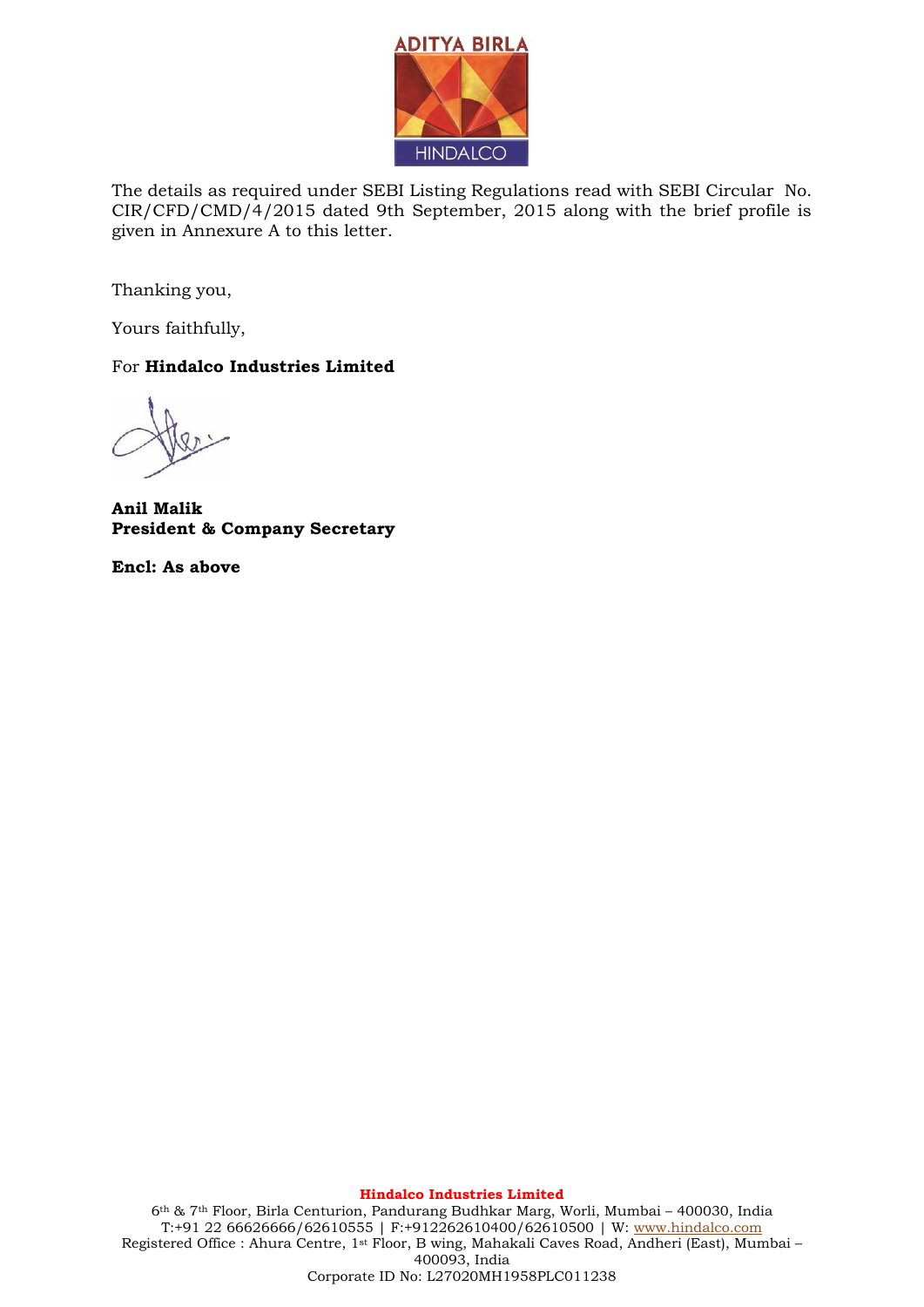The details as required under SEBI Listing Regulations read with SEBI Circular No. CIR/CFD/CMD/4/2015 dated 9th September, 2015 along with the brief profile is given in Annexure A to this letter.

Thanking you,

Yours faithfully,

For **Hindalco Industries Limited**

**Anil Malik**
**President & Company Secretary**

**Encl: As above**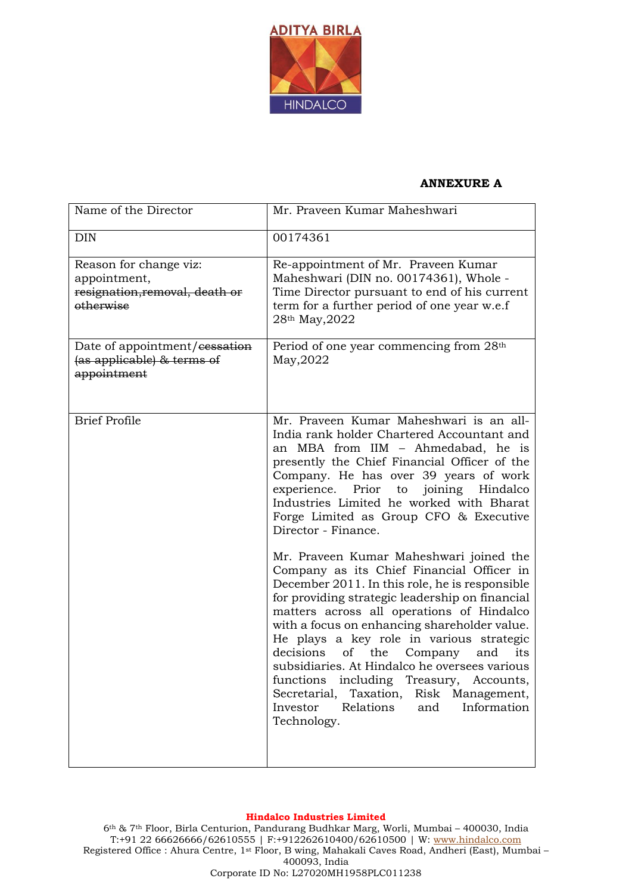**ANNEXURE A**

| | |
|---|---|
| Name of the Director | Mr. Praveen Kumar Maheshwari |
| DIN | 00174361 |
| Reason for change viz: appointment, ~~resignation,removal, death or otherwise~~ | Re-appointment of Mr. Praveen Kumar Maheshwari (DIN no. 00174361), Whole - Time Director pursuant to end of his current term for a further period of one year w.e.f 28th May,2022 |
| Date of appointment/~~cessation (as applicable) & terms of appointment~~ | Period of one year commencing from 28th May,2022 |
| Brief Profile | Mr. Praveen Kumar Maheshwari is an all-India rank holder Chartered Accountant and an MBA from IIM – Ahmedabad, he is presently the Chief Financial Officer of the Company. He has over 39 years of work experience. Prior to joining Hindalco Industries Limited he worked with Bharat Forge Limited as Group CFO & Executive Director - Finance.<br><br>Mr. Praveen Kumar Maheshwari joined the Company as its Chief Financial Officer in December 2011. In this role, he is responsible for providing strategic leadership on financial matters across all operations of Hindalco with a focus on enhancing shareholder value. He plays a key role in various strategic decisions of the Company and its subsidiaries. At Hindalco he oversees various functions including Treasury, Accounts, Secretarial, Taxation, Risk Management, Investor Relations and Information Technology. |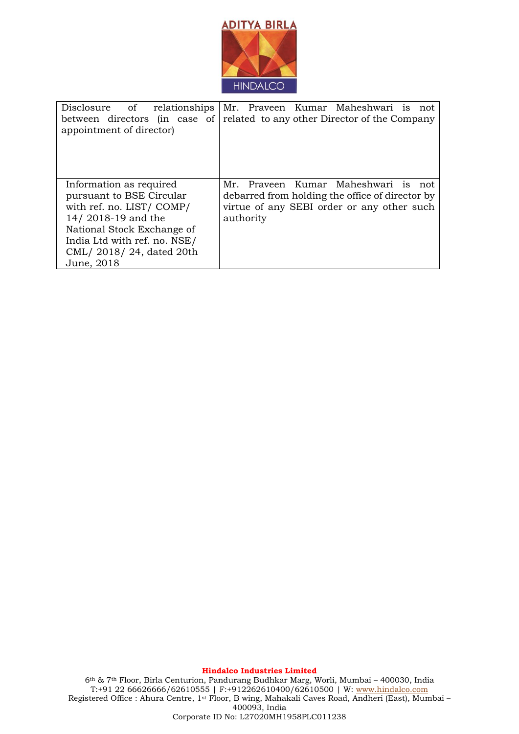| | |
|---|---|
| Disclosure of relationships between directors (in case of appointment of director) | Mr. Praveen Kumar Maheshwari is not related to any other Director of the Company |
| Information as required pursuant to BSE Circular with ref. no. LIST/ COMP/ 14/ 2018-19 and the National Stock Exchange of India Ltd with ref. no. NSE/ CML/ 2018/ 24, dated 20th June, 2018 | Mr. Praveen Kumar Maheshwari is not debarred from holding the office of director by virtue of any SEBI order or any other such authority |